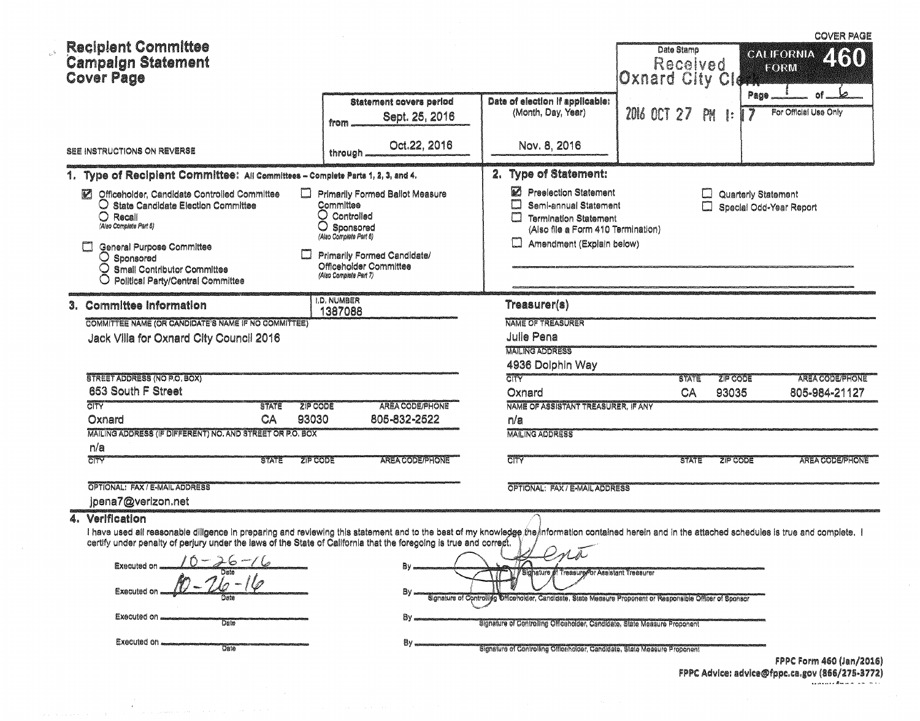COVER PAGE

# Recipient Committee Campaign Statement Cover Page

**CALIFORNIA FORM 460**

Date Stamp: Received Oxnard City Clerk — 2016 OCT 27 PM 1:17

Page 1 of 6

For Official Use Only

SEE INSTRUCTIONS ON REVERSE

**Statement covers period**
from Sept. 25, 2016
through Oct.22, 2016

**Date of election if applicable:** (Month, Day, Year)
Nov. 8, 2016

## 1. Type of Recipient Committee: All Committees – Complete Parts 1, 2, 3, and 4.

- ☑ Officeholder, Candidate Controlled Committee
  - ○ State Candidate Election Committee
  - ○ Recall (Also Complete Part 5)
- ☐ General Purpose Committee
  - ○ Sponsored
  - ○ Small Contributor Committee
  - ○ Political Party/Central Committee
- ☐ Primarily Formed Ballot Measure Committee
  - ○ Controlled
  - ○ Sponsored (Also Complete Part 6)
- ☐ Primarily Formed Candidate/Officeholder Committee (Also Complete Part 7)

## 2. Type of Statement:

- ☑ Preelection Statement
- ☐ Semi-annual Statement
- ☐ Termination Statement (Also file a Form 410 Termination)
- ☐ Amendment (Explain below)
- ☐ Quarterly Statement
- ☐ Special Odd-Year Report

## 3. Committee Information

I.D. NUMBER: 1387088

COMMITTEE NAME (OR CANDIDATE'S NAME IF NO COMMITTEE): Jack Villa for Oxnard City Council 2016

STREET ADDRESS (NO P.O. BOX): 653 South F Street

| CITY | STATE | ZIP CODE | AREA CODE/PHONE |
|---|---|---|---|
| Oxnard | CA | 93030 | 805-832-2522 |

MAILING ADDRESS (IF DIFFERENT) NO. AND STREET OR P.O. BOX: n/a

| CITY | STATE | ZIP CODE | AREA CODE/PHONE |
|---|---|---|---|
| | | | |

OPTIONAL: FAX / E-MAIL ADDRESS: jpena7@verizon.net

### Treasurer(s)

NAME OF TREASURER: Julie Pena

MAILING ADDRESS: 4936 Dolphin Way

| CITY | STATE | ZIP CODE | AREA CODE/PHONE |
|---|---|---|---|
| Oxnard | CA | 93035 | 805-984-21127 |

NAME OF ASSISTANT TREASURER, IF ANY: n/a

MAILING ADDRESS:

| CITY | STATE | ZIP CODE | AREA CODE/PHONE |
|---|---|---|---|
| | | | |

OPTIONAL: FAX / E-MAIL ADDRESS:

## 4. Verification

I have used all reasonable diligence in preparing and reviewing this statement and to the best of my knowledge the information contained herein and in the attached schedules is true and complete. I certify under penalty of perjury under the laws of the State of California that the foregoing is true and correct.

Executed on 10-26-16 (Date) By [signature] (Signature of Treasurer or Assistant Treasurer)

Executed on 10-26-16 (Date) By [signature] (Signature of Controlling Officeholder, Candidate, State Measure Proponent or Responsible Officer of Sponsor)

Executed on ________ (Date) By ________ (Signature of Controlling Officeholder, Candidate, State Measure Proponent)

Executed on ________ (Date) By ________ (Signature of Controlling Officeholder, Candidate, State Measure Proponent)

FPPC Form 460 (Jan/2016)
FPPC Advice: advice@fppc.ca.gov (866/275-3772)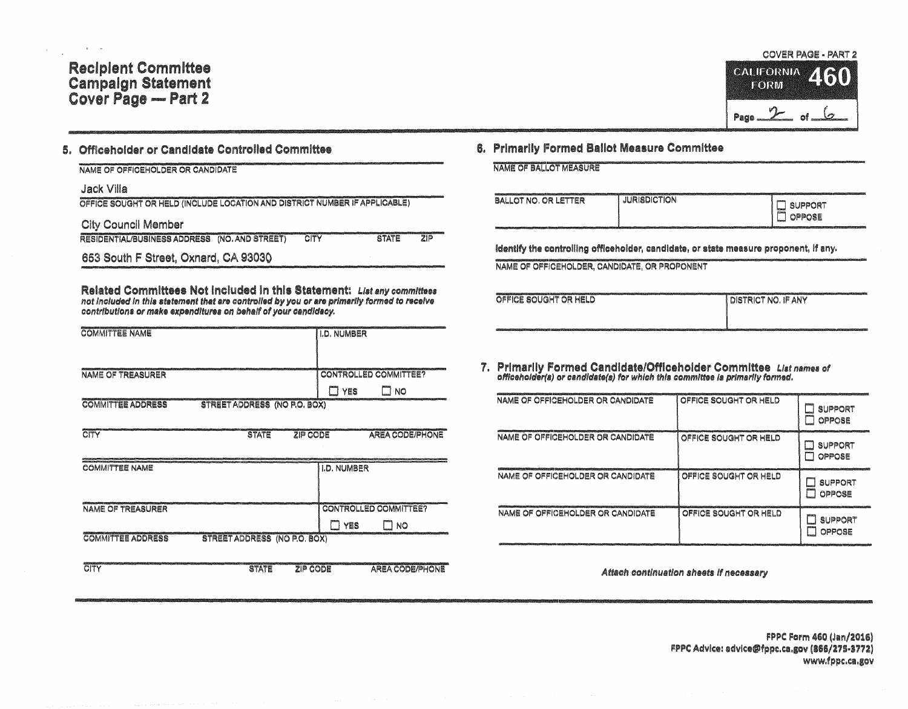# Recipient Committee Campaign Statement Cover Page — Part 2

COVER PAGE - PART 2

**CALIFORNIA FORM 460**

Page 2 of 6

## 5. Officeholder or Candidate Controlled Committee

NAME OF OFFICEHOLDER OR CANDIDATE

Jack Villa

OFFICE SOUGHT OR HELD (INCLUDE LOCATION AND DISTRICT NUMBER IF APPLICABLE)

City Council Member

RESIDENTIAL/BUSINESS ADDRESS (NO. AND STREET) CITY STATE ZIP

653 South F Street, Oxnard, CA 93030

### Related Committees Not Included in this Statement:

*List any committees not included in this statement that are controlled by you or are primarily formed to receive contributions or make expenditures on behalf of your candidacy.*

| COMMITTEE NAME | I.D. NUMBER |
|---|---|
| | |
| NAME OF TREASURER | CONTROLLED COMMITTEE? ☐ YES ☐ NO |
| COMMITTEE ADDRESS STREET ADDRESS (NO P.O. BOX) | |
| CITY STATE ZIP CODE AREA CODE/PHONE | |

| COMMITTEE NAME | I.D. NUMBER |
|---|---|
| | |
| NAME OF TREASURER | CONTROLLED COMMITTEE? ☐ YES ☐ NO |
| COMMITTEE ADDRESS STREET ADDRESS (NO P.O. BOX) | |
| CITY STATE ZIP CODE AREA CODE/PHONE | |

## 6. Primarily Formed Ballot Measure Committee

NAME OF BALLOT MEASURE

| BALLOT NO. OR LETTER | JURISDICTION | ☐ SUPPORT ☐ OPPOSE |
|---|---|---|
| | | |

**Identify the controlling officeholder, candidate, or state measure proponent, if any.**

NAME OF OFFICEHOLDER, CANDIDATE, OR PROPONENT

| OFFICE SOUGHT OR HELD | DISTRICT NO. IF ANY |
|---|---|
| | |

## 7. Primarily Formed Candidate/Officeholder Committee

*List names of officeholder(s) or candidate(s) for which this committee is primarily formed.*

| NAME OF OFFICEHOLDER OR CANDIDATE | OFFICE SOUGHT OR HELD | |
|---|---|---|
| | | ☐ SUPPORT ☐ OPPOSE |
| | | ☐ SUPPORT ☐ OPPOSE |
| | | ☐ SUPPORT ☐ OPPOSE |
| | | ☐ SUPPORT ☐ OPPOSE |

*Attach continuation sheets if necessary*

FPPC Form 460 (Jan/2016)
FPPC Advice: advice@fppc.ca.gov (866/275-3772)
www.fppc.ca.gov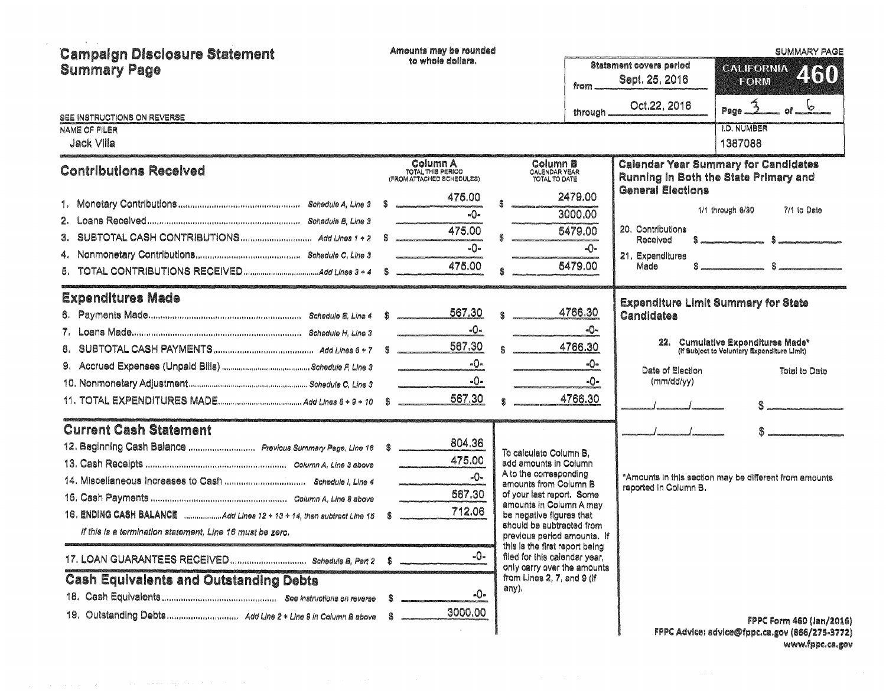# Campaign Disclosure Statement Summary Page

Amounts may be rounded to whole dollars.

SUMMARY PAGE

**CALIFORNIA FORM 460**

Statement covers period from Sept. 25, 2016 through Oct.22, 2016

Page 3 of 6

SEE INSTRUCTIONS ON REVERSE

NAME OF FILER: Jack Villa

I.D. NUMBER: 1387088

## Contributions Received

| | | Column A TOTAL THIS PERIOD (FROM ATTACHED SCHEDULES) | Column B CALENDAR YEAR TOTAL TO DATE |
|---|---|---|---|
| 1. Monetary Contributions | Schedule A, Line 3 | $ 475.00 | $ 2479.00 |
| 2. Loans Received | Schedule B, Line 3 | -0- | 3000.00 |
| 3. SUBTOTAL CASH CONTRIBUTIONS | Add Lines 1 + 2 | $ 475.00 | $ 5479.00 |
| 4. Nonmonetary Contributions | Schedule C, Line 3 | -0- | -0- |
| 5. TOTAL CONTRIBUTIONS RECEIVED | Add Lines 3 + 4 | $ 475.00 | $ 5479.00 |

## Expenditures Made

| | | Column A | Column B |
|---|---|---|---|
| 6. Payments Made | Schedule E, Line 4 | $ 567.30 | $ 4766.30 |
| 7. Loans Made | Schedule H, Line 3 | -0- | -0- |
| 8. SUBTOTAL CASH PAYMENTS | Add Lines 6 + 7 | $ 567.30 | $ 4766.30 |
| 9. Accrued Expenses (Unpaid Bills) | Schedule F, Line 3 | -0- | -0- |
| 10. Nonmonetary Adjustment | Schedule C, Line 3 | -0- | -0- |
| 11. TOTAL EXPENDITURES MADE | Add Lines 8 + 9 + 10 | $ 567.30 | $ 4766.30 |

## Current Cash Statement

| | | |
|---|---|---|
| 12. Beginning Cash Balance | Previous Summary Page, Line 16 | $ 804.36 |
| 13. Cash Receipts | Column A, Line 3 above | 475.00 |
| 14. Miscellaneous Increases to Cash | Schedule I, Line 4 | -0- |
| 15. Cash Payments | Column A, Line 8 above | 567.30 |
| 16. **ENDING CASH BALANCE** | Add Lines 12 + 13 + 14, then subtract Line 15 | $ 712.06 |

*If this is a termination statement, Line 16 must be zero.*

| | | |
|---|---|---|
| 17. LOAN GUARANTEES RECEIVED | Schedule B, Part 2 | $ -0- |

To calculate Column B, add amounts in Column A to the corresponding amounts from Column B of your last report. Some amounts in Column A may be negative figures that should be subtracted from previous period amounts. If this is the first report being filed for this calendar year, only carry over the amounts from Lines 2, 7, and 9 (if any).

## Cash Equivalents and Outstanding Debts

| | | |
|---|---|---|
| 18. Cash Equivalents | See instructions on reverse | $ -0- |
| 19. Outstanding Debts | Add Line 2 + Line 9 in Column B above | $ 3000.00 |

## Calendar Year Summary for Candidates Running in Both the State Primary and General Elections

| | 1/1 through 6/30 | 7/1 to Date |
|---|---|---|
| 20. Contributions Received | $ | $ |
| 21. Expenditures Made | $ | $ |

## Expenditure Limit Summary for State Candidates

22. Cumulative Expenditures Made* (If Subject to Voluntary Expenditure Limit)

| Date of Election (mm/dd/yy) | Total to Date |
|---|---|
| / / | $ |
| / / | $ |

*Amounts in this section may be different from amounts reported in Column B.

FPPC Form 460 (Jan/2016)
FPPC Advice: advice@fppc.ca.gov (866/275-3772)
www.fppc.ca.gov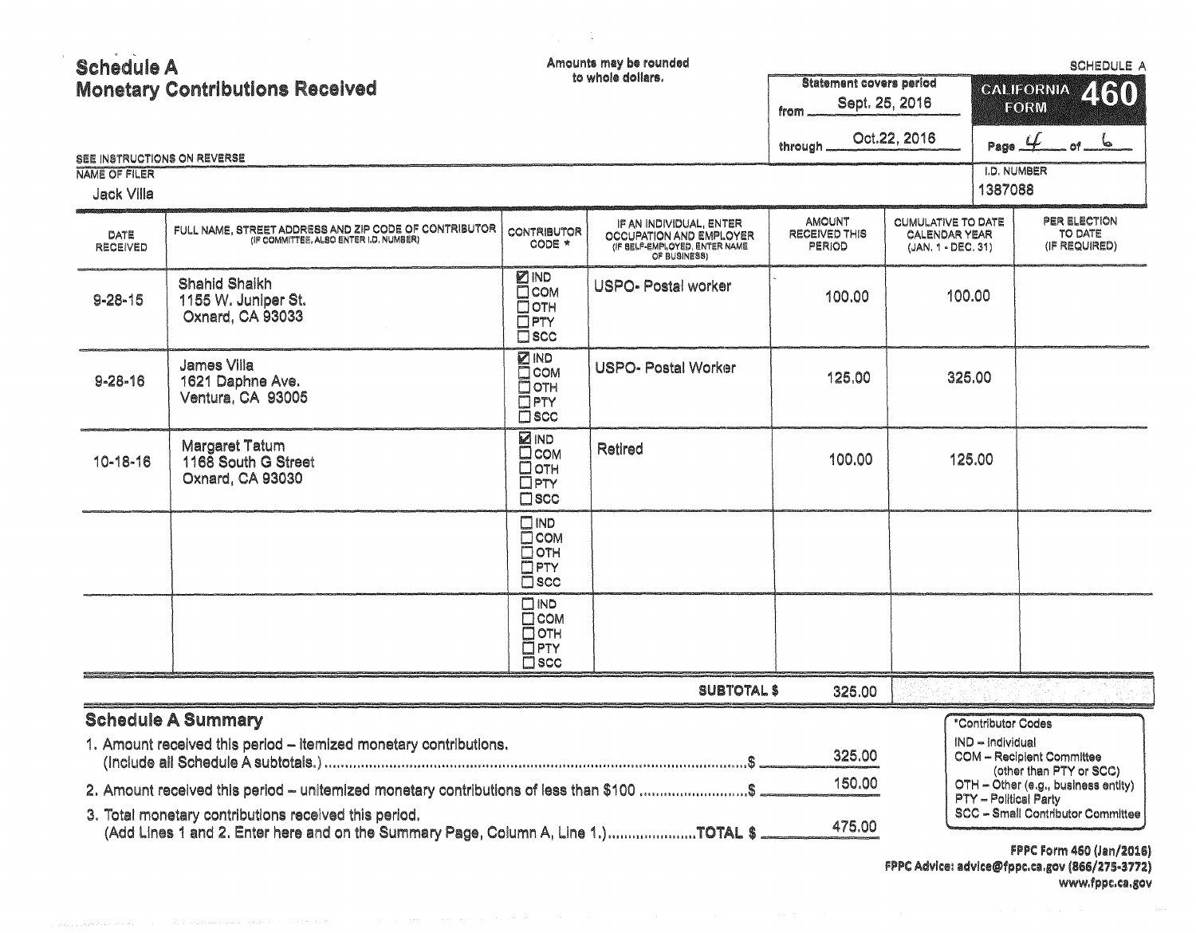# Schedule A
## Monetary Contributions Received

Amounts may be rounded to whole dollars.

SCHEDULE A

Statement covers period
from Sept. 25, 2016
through Oct.22, 2016

CALIFORNIA FORM 460

Page 4 of 6

SEE INSTRUCTIONS ON REVERSE

NAME OF FILER
Jack Villa

I.D. NUMBER
1387088

| DATE RECEIVED | FULL NAME, STREET ADDRESS AND ZIP CODE OF CONTRIBUTOR (IF COMMITTEE, ALSO ENTER I.D. NUMBER) | CONTRIBUTOR CODE * | IF AN INDIVIDUAL, ENTER OCCUPATION AND EMPLOYER (IF SELF-EMPLOYED, ENTER NAME OF BUSINESS) | AMOUNT RECEIVED THIS PERIOD | CUMULATIVE TO DATE CALENDAR YEAR (JAN. 1 - DEC. 31) | PER ELECTION TO DATE (IF REQUIRED) |
|---|---|---|---|---|---|---|
| 9-28-15 | Shahid Shaikh<br>1155 W. Juniper St.<br>Oxnard, CA 93033 | ☑ IND ☐ COM ☐ OTH ☐ PTY ☐ SCC | USPO- Postal worker | 100.00 | 100.00 | |
| 9-28-16 | James Villa<br>1621 Daphne Ave.<br>Ventura, CA 93005 | ☑ IND ☐ COM ☐ OTH ☐ PTY ☐ SCC | USPO- Postal Worker | 125.00 | 325.00 | |
| 10-18-16 | Margaret Tatum<br>1168 South G Street<br>Oxnard, CA 93030 | ☑ IND ☐ COM ☐ OTH ☐ PTY ☐ SCC | Retired | 100.00 | 125.00 | |
| | | ☐ IND ☐ COM ☐ OTH ☐ PTY ☐ SCC | | | | |
| | | ☐ IND ☐ COM ☐ OTH ☐ PTY ☐ SCC | | | | |
| | | | SUBTOTAL $ | 325.00 | | |

## Schedule A Summary

1. Amount received this period – itemized monetary contributions. (Include all Schedule A subtotals.) .......... $ 325.00
2. Amount received this period – unitemized monetary contributions of less than $100 .......... $ 150.00
3. Total monetary contributions received this period. (Add Lines 1 and 2. Enter here and on the Summary Page, Column A, Line 1.) .......... TOTAL $ 475.00

*Contributor Codes
IND – Individual
COM – Recipient Committee (other than PTY or SCC)
OTH – Other (e.g., business entity)
PTY – Political Party
SCC – Small Contributor Committee

FPPC Form 460 (Jan/2016)
FPPC Advice: advice@fppc.ca.gov (866/275-3772)
www.fppc.ca.gov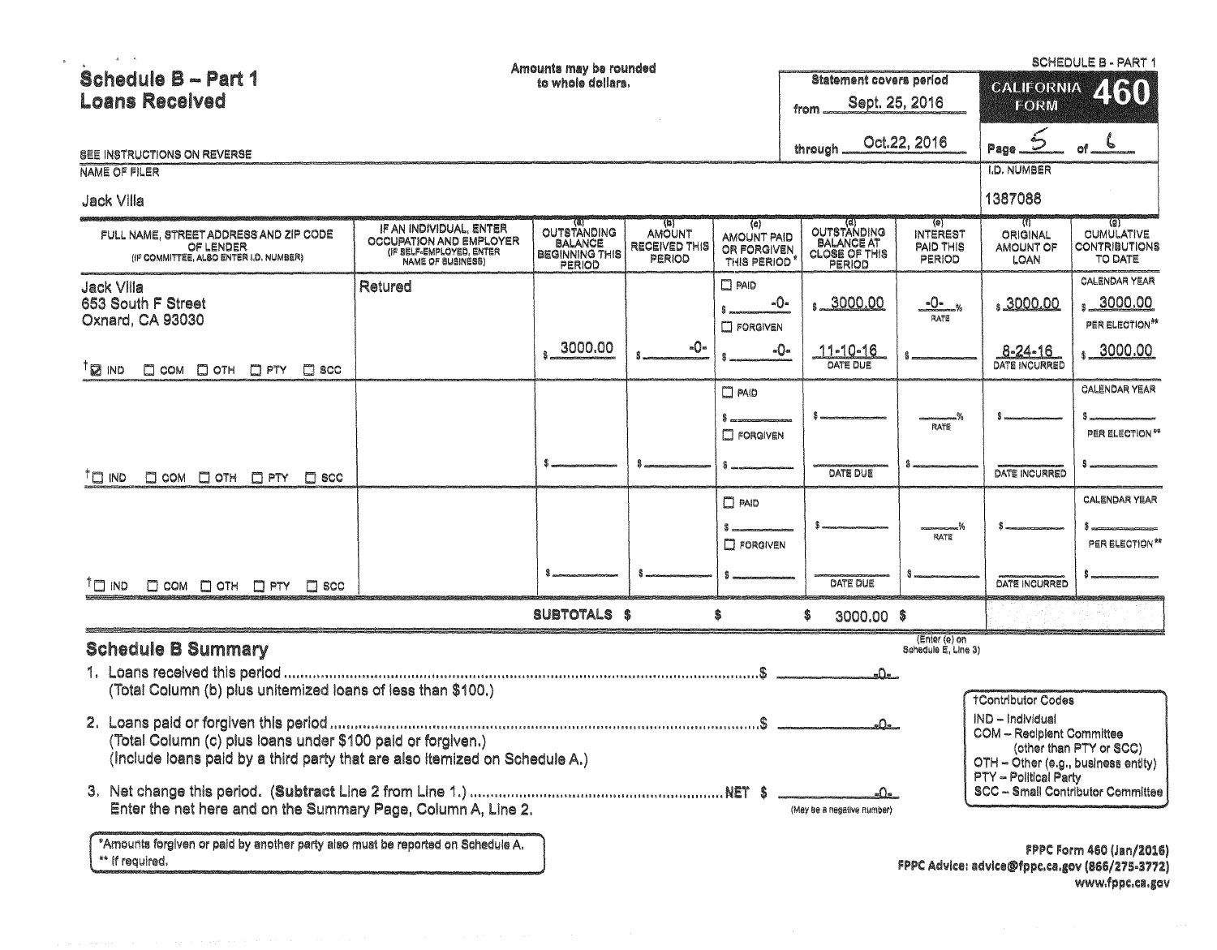# Schedule B – Part 1
## Loans Received

Amounts may be rounded to whole dollars.

SEE INSTRUCTIONS ON REVERSE

SCHEDULE B - PART 1

CALIFORNIA FORM 460

Statement covers period from Sept. 25, 2016 through Oct.22, 2016

Page 5 of 6

NAME OF FILER: Jack Villa

I.D. NUMBER: 1387088

| FULL NAME, STREET ADDRESS AND ZIP CODE OF LENDER (IF COMMITTEE, ALSO ENTER I.D. NUMBER) | IF AN INDIVIDUAL, ENTER OCCUPATION AND EMPLOYER (IF SELF-EMPLOYED, ENTER NAME OF BUSINESS) | (a) OUTSTANDING BALANCE BEGINNING THIS PERIOD | (b) AMOUNT RECEIVED THIS PERIOD | (c) AMOUNT PAID OR FORGIVEN THIS PERIOD* | (d) OUTSTANDING BALANCE AT CLOSE OF THIS PERIOD | (e) INTEREST PAID THIS PERIOD | (f) ORIGINAL AMOUNT OF LOAN | (g) CUMULATIVE CONTRIBUTIONS TO DATE |
|---|---|---|---|---|---|---|---|---|
| Jack Villa<br>653 South F Street<br>Oxnard, CA 93030<br>† ☑ IND ☐ COM ☐ OTH ☐ PTY ☐ SCC | Retured | $ 3000.00 | $ -0- | ☐ PAID $ -0-<br>☐ FORGIVEN<br>$ -0- | $ 3000.00<br>11-10-16<br>DATE DUE | -0- % RATE<br>$ | $ 3000.00<br>8-24-16<br>DATE INCURRED | CALENDAR YEAR $ 3000.00<br>PER ELECTION** $ 3000.00 |
| † ☐ IND ☐ COM ☐ OTH ☐ PTY ☐ SCC | | $ | $ | ☐ PAID $<br>☐ FORGIVEN<br>$ | $<br>DATE DUE | % RATE<br>$ | $<br>DATE INCURRED | CALENDAR YEAR $<br>PER ELECTION** $ |
| † ☐ IND ☐ COM ☐ OTH ☐ PTY ☐ SCC | | $ | $ | ☐ PAID $<br>☐ FORGIVEN<br>$ | $<br>DATE DUE | % RATE<br>$ | $<br>DATE INCURRED | CALENDAR YEAR $<br>PER ELECTION** $ |
| | SUBTOTALS | $ | | $ | $ 3000.00 | $ (Enter (e) on Schedule E, Line 3) | | |

## Schedule B Summary

1. Loans received this period .......... $ -0-
   (Total Column (b) plus unitemized loans of less than $100.)

2. Loans paid or forgiven this period .......... $ -0-
   (Total Column (c) plus loans under $100 paid or forgiven.)
   (Include loans paid by a third party that are also itemized on Schedule A.)

3. Net change this period. (**Subtract** Line 2 from Line 1.) .......... NET $ -0- (May be a negative number)
   Enter the net here and on the Summary Page, Column A, Line 2.

†Contributor Codes
- IND – Individual
- COM – Recipient Committee (other than PTY or SCC)
- OTH – Other (e.g., business entity)
- PTY – Political Party
- SCC – Small Contributor Committee

*Amounts forgiven or paid by another party also must be reported on Schedule A.
** If required.

FPPC Form 460 (Jan/2016)
FPPC Advice: advice@fppc.ca.gov (866/275-3772)
www.fppc.ca.gov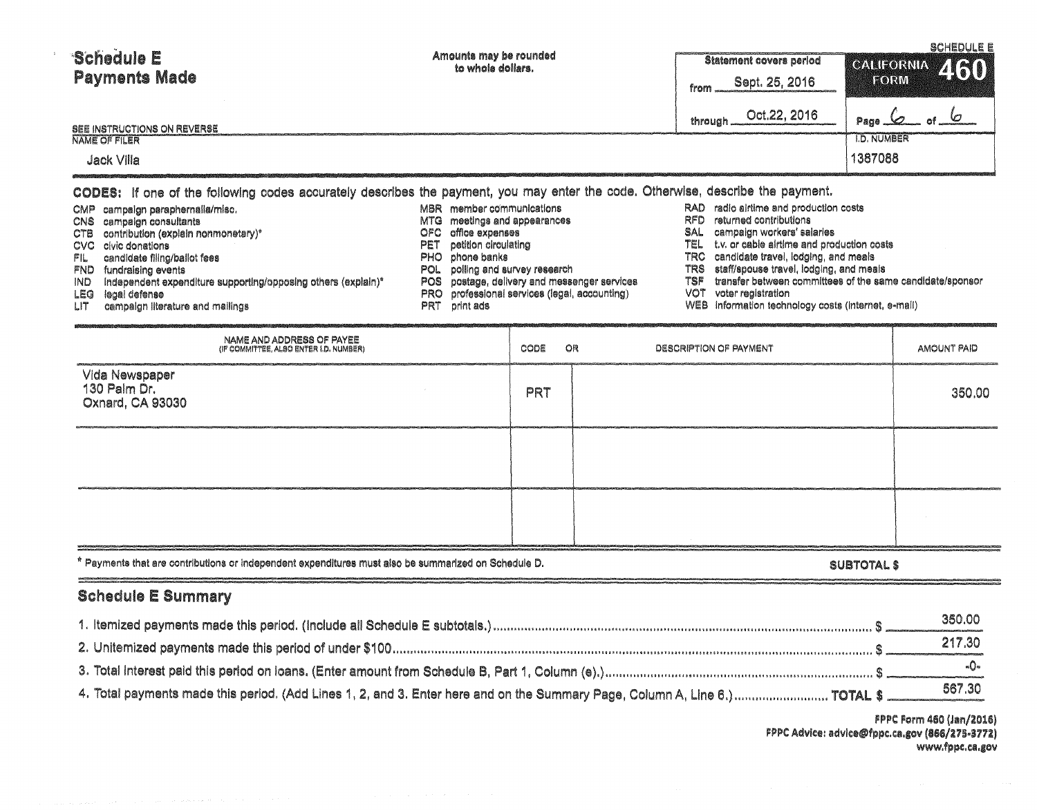SCHEDULE E

# Schedule E
## Payments Made

Amounts may be rounded to whole dollars.

| Statement covers period | |
|---|---|
| from | Sept. 25, 2016 |
| through | Oct.22, 2016 |

**CALIFORNIA FORM 460**

Page 6 of 6

SEE INSTRUCTIONS ON REVERSE

NAME OF FILER: Jack Villa

I.D. NUMBER: 1387088

**CODES:** If one of the following codes accurately describes the payment, you may enter the code. Otherwise, describe the payment.

- CMP campaign paraphernalia/misc.
- CNS campaign consultants
- CTB contribution (explain nonmonetary)*
- CVC civic donations
- FIL candidate filing/ballot fees
- FND fundraising events
- IND independent expenditure supporting/opposing others (explain)*
- LEG legal defense
- LIT campaign literature and mailings
- MBR member communications
- MTG meetings and appearances
- OFC office expenses
- PET petition circulating
- PHO phone banks
- POL polling and survey research
- POS postage, delivery and messenger services
- PRO professional services (legal, accounting)
- PRT print ads
- RAD radio airtime and production costs
- RFD returned contributions
- SAL campaign workers' salaries
- TEL t.v. or cable airtime and production costs
- TRC candidate travel, lodging, and meals
- TRS staff/spouse travel, lodging, and meals
- TSF transfer between committees of the same candidate/sponsor
- VOT voter registration
- WEB information technology costs (internet, e-mail)

| NAME AND ADDRESS OF PAYEE (IF COMMITTEE, ALSO ENTER I.D. NUMBER) | CODE OR | DESCRIPTION OF PAYMENT | AMOUNT PAID |
|---|---|---|---|
| Vida Newspaper<br>130 Palm Dr.<br>Oxnard, CA 93030 | PRT | | 350.00 |
| | | | |
| | | | |

\* Payments that are contributions or independent expenditures must also be summarized on Schedule D.

SUBTOTAL $

## Schedule E Summary

1. Itemized payments made this period. (Include all Schedule E subtotals.) $ 350.00
2. Unitemized payments made this period of under $100 $ 217.30
3. Total interest paid this period on loans. (Enter amount from Schedule B, Part 1, Column (e).) $ -0-
4. Total payments made this period. (Add Lines 1, 2, and 3. Enter here and on the Summary Page, Column A, Line 6.) TOTAL $ 567.30

FPPC Form 460 (Jan/2016)
FPPC Advice: advice@fppc.ca.gov (866/275-3772)
www.fppc.ca.gov